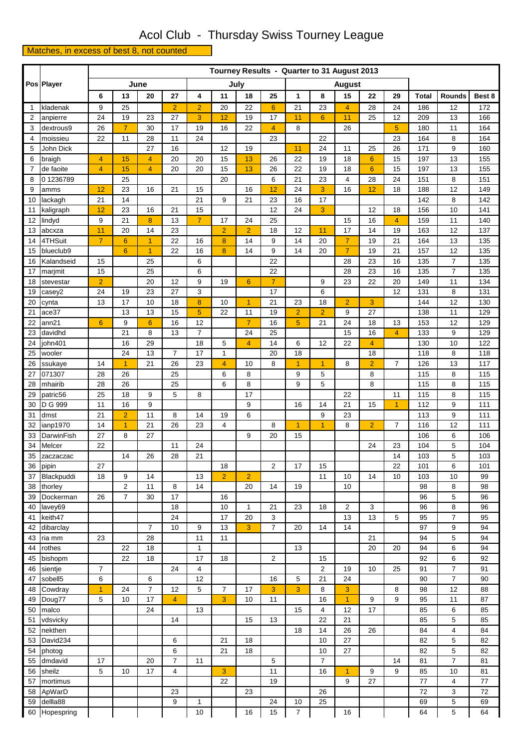# Acol Club - Thursday Swiss Tourney League

Matches, in excess of best 8, not counted

| Pos | Player | Tourney Results - Quarter to 31 August 2013 | | | | | | | | | | | | | | | |
|---|---|---|---|---|---|---|---|---|---|---|---|---|---|---|---|---|---|
| | | June | | | | July | | | | August | | | | | | | |
| | | 6 | 13 | 20 | 27 | 4 | 11 | 18 | 25 | 1 | 8 | 15 | 22 | 29 | Total | Rounds | Best 8 |
| 1 | kladenak | 9 | 25 | | 2 | 2 | 20 | 22 | 6 | 21 | 23 | 4 | 28 | 24 | 186 | 12 | 172 |
| 2 | anpierre | 24 | 19 | 23 | 27 | 3 | 12 | 19 | 17 | 11 | 6 | 11 | 25 | 12 | 209 | 13 | 166 |
| 3 | dextrous9 | 26 | 7 | 30 | 17 | 19 | 16 | 22 | 4 | 8 | | 26 | | 5 | 180 | 11 | 164 |
| 4 | moissieu | 22 | 11 | 28 | 11 | 24 | | | 23 | | 22 | | | 23 | 164 | 8 | 164 |
| 5 | John Dick | | | 27 | 16 | | 12 | 19 | | 11 | 24 | 11 | 25 | 26 | 171 | 9 | 160 |
| 6 | braigh | 4 | 15 | 4 | 20 | 20 | 15 | 13 | 26 | 22 | 19 | 18 | 6 | 15 | 197 | 13 | 155 |
| 7 | de faoite | 4 | 15 | 4 | 20 | 20 | 15 | 13 | 26 | 22 | 19 | 18 | 6 | 15 | 197 | 13 | 155 |
| 8 | 0 1236789 | | 25 | | | | 20 | | 6 | 21 | 23 | 4 | 28 | 24 | 151 | 8 | 151 |
| 9 | amms | 12 | 23 | 16 | 21 | 15 | | 16 | 12 | 24 | 3 | 16 | 12 | 18 | 188 | 12 | 149 |
| 10 | lackagh | 21 | 14 | | | 21 | 9 | 21 | 23 | 16 | 17 | | | | 142 | 8 | 142 |
| 11 | kaligraph | 12 | 23 | 16 | 21 | 15 | | | 12 | 24 | 3 | | 12 | 18 | 156 | 10 | 141 |
| 12 | lindyd | 9 | 21 | 8 | 13 | 7 | 17 | 24 | 25 | | | 15 | 16 | 4 | 159 | 11 | 140 |
| 13 | abcxza | 11 | 20 | 14 | 23 | | 2 | 2 | 18 | 12 | 11 | 17 | 14 | 19 | 163 | 12 | 137 |
| 14 | 4THSuit | 7 | 6 | 1 | 22 | 16 | 8 | 14 | 9 | 14 | 20 | 7 | 19 | 21 | 164 | 13 | 135 |
| 15 | blueclub9 | | 6 | 1 | 22 | 16 | 8 | 14 | 9 | 14 | 20 | 7 | 19 | 21 | 157 | 12 | 135 |
| 16 | Kalandseid | 15 | | 25 | | 6 | | | 22 | | | 28 | 23 | 16 | 135 | 7 | 135 |
| 17 | marjmit | 15 | | 25 | | 6 | | | 22 | | | 28 | 23 | 16 | 135 | 7 | 135 |
| 18 | stevestar | 2 | | 20 | 12 | 9 | 19 | 6 | 7 | | 9 | 23 | 22 | 20 | 149 | 11 | 134 |
| 19 | casey2 | 24 | 19 | 23 | 27 | 3 | | | 17 | | 6 | | | 12 | 131 | 8 | 131 |
| 20 | cynta | 13 | 17 | 10 | 18 | 8 | 10 | 1 | 21 | 23 | 18 | 2 | 3 | | 144 | 12 | 130 |
| 21 | ace37 | | 13 | 13 | 15 | 5 | 22 | 11 | 19 | 2 | 2 | 9 | 27 | | 138 | 11 | 129 |
| 22 | ann21 | 6 | 9 | 6 | 16 | 12 | | 7 | 16 | 5 | 21 | 24 | 18 | 13 | 153 | 12 | 129 |
| 23 | davidhd | | 21 | 8 | 13 | 7 | | 24 | 25 | | | 15 | 16 | 4 | 133 | 9 | 129 |
| 24 | john401 | | 16 | 29 | | 18 | 5 | 4 | 14 | 6 | 12 | 22 | 4 | | 130 | 10 | 122 |
| 25 | wooler | | 24 | 13 | 7 | 17 | 1 | | 20 | 18 | | | 18 | | 118 | 8 | 118 |
| 26 | ssukaye | 14 | 1 | 21 | 26 | 23 | 4 | 10 | 8 | 1 | 1 | 8 | 2 | 7 | 126 | 13 | 117 |
| 27 | 071307 | 28 | 26 | | 25 | | 6 | 8 | | 9 | 5 | | 8 | | 115 | 8 | 115 |
| 28 | mhairib | 28 | 26 | | 25 | | 6 | 8 | | 9 | 5 | | 8 | | 115 | 8 | 115 |
| 29 | patric56 | 25 | 18 | 9 | 5 | 8 | | 17 | | | | 22 | | 11 | 115 | 8 | 115 |
| 30 | D G 999 | 11 | 16 | 9 | | | | 9 | | 16 | 14 | 21 | 15 | 1 | 112 | 9 | 111 |
| 31 | dmst | 21 | 2 | 11 | 8 | 14 | 19 | 6 | | | 9 | 23 | | | 113 | 9 | 111 |
| 32 | ianp1970 | 14 | 1 | 21 | 26 | 23 | 4 | | 8 | 1 | 1 | 8 | 2 | 7 | 116 | 12 | 111 |
| 33 | DarwinFish | 27 | 8 | 27 | | | | 9 | 20 | 15 | | | | | 106 | 6 | 106 |
| 34 | Melcer | 22 | | | 11 | 24 | | | | | | | 24 | 23 | 104 | 5 | 104 |
| 35 | zaczaczac | | 14 | 26 | 28 | 21 | | | | | | | | 14 | 103 | 5 | 103 |
| 36 | pipin | 27 | | | | | 18 | | 2 | 17 | 15 | | | 22 | 101 | 6 | 101 |
| 37 | Blackpuddi | 18 | 9 | 14 | | 13 | 2 | 2 | | | 11 | 10 | 14 | 10 | 103 | 10 | 99 |
| 38 | thorley | | 2 | 11 | 8 | 14 | | 20 | 14 | 19 | | 10 | | | 98 | 8 | 98 |
| 39 | Dockerman | 26 | 7 | 30 | 17 | | 16 | | | | | | | | 96 | 5 | 96 |
| 40 | lavey69 | | | | 18 | | 10 | 1 | 21 | 23 | 18 | 2 | 3 | | 96 | 8 | 96 |
| 41 | keith47 | | | | 24 | | 17 | 20 | 3 | | | 13 | 13 | 5 | 95 | 7 | 95 |
| 42 | dibarclay | | | 7 | 10 | 9 | 13 | 3 | 7 | 20 | 14 | 14 | | | 97 | 9 | 94 |
| 43 | ria mm | 23 | | 28 | | 11 | 11 | | | | | | 21 | | 94 | 5 | 94 |
| 44 | rothes | | 22 | 18 | | 1 | | | | 13 | | | 20 | 20 | 94 | 6 | 94 |
| 45 | bishopm | | 22 | 18 | | 17 | 18 | | 2 | | 15 | | | | 92 | 6 | 92 |
| 46 | sientje | 7 | | | 24 | 4 | | | | | 2 | 19 | 10 | 25 | 91 | 7 | 91 |
| 47 | sobell5 | 6 | | 6 | | 12 | | | 16 | 5 | 21 | 24 | | | 90 | 7 | 90 |
| 48 | Cowdray | 1 | 24 | 7 | 12 | 5 | 7 | 17 | 3 | 3 | 8 | 3 | | 8 | 98 | 12 | 88 |
| 49 | Doug77 | 5 | 10 | 17 | 4 | | 3 | 10 | 11 | | 16 | 1 | 9 | 9 | 95 | 11 | 87 |
| 50 | malco | | | 24 | | 13 | | | | 15 | 4 | 12 | 17 | | 85 | 6 | 85 |
| 51 | vdsvicky | | | | 14 | | | 15 | 13 | | 22 | 21 | | | 85 | 5 | 85 |
| 52 | nekthen | | | | | | | | | 18 | 14 | 26 | 26 | | 84 | 4 | 84 |
| 53 | David234 | | | | 6 | | 21 | 18 | | | 10 | 27 | | | 82 | 5 | 82 |
| 54 | photog | | | | 6 | | 21 | 18 | | | 10 | 27 | | | 82 | 5 | 82 |
| 55 | dmdavid | 17 | | 20 | 7 | 11 | | | 5 | | 7 | | | 14 | 81 | 7 | 81 |
| 56 | sheilz | 5 | 10 | 17 | 4 | | 3 | | 11 | | 16 | 1 | 9 | 9 | 85 | 10 | 81 |
| 57 | mortimus | | | | | | 22 | | 19 | | | 9 | 27 | | 77 | 4 | 77 |
| 58 | ApWarD | | | | 23 | | | 23 | | | 26 | | | | 72 | 3 | 72 |
| 59 | dellla88 | | | | 9 | 1 | | | 24 | 10 | 25 | | | | 69 | 5 | 69 |
| 60 | Hopespring | | | | | 10 | | 16 | 15 | 7 | | 16 | | | 64 | 5 | 64 |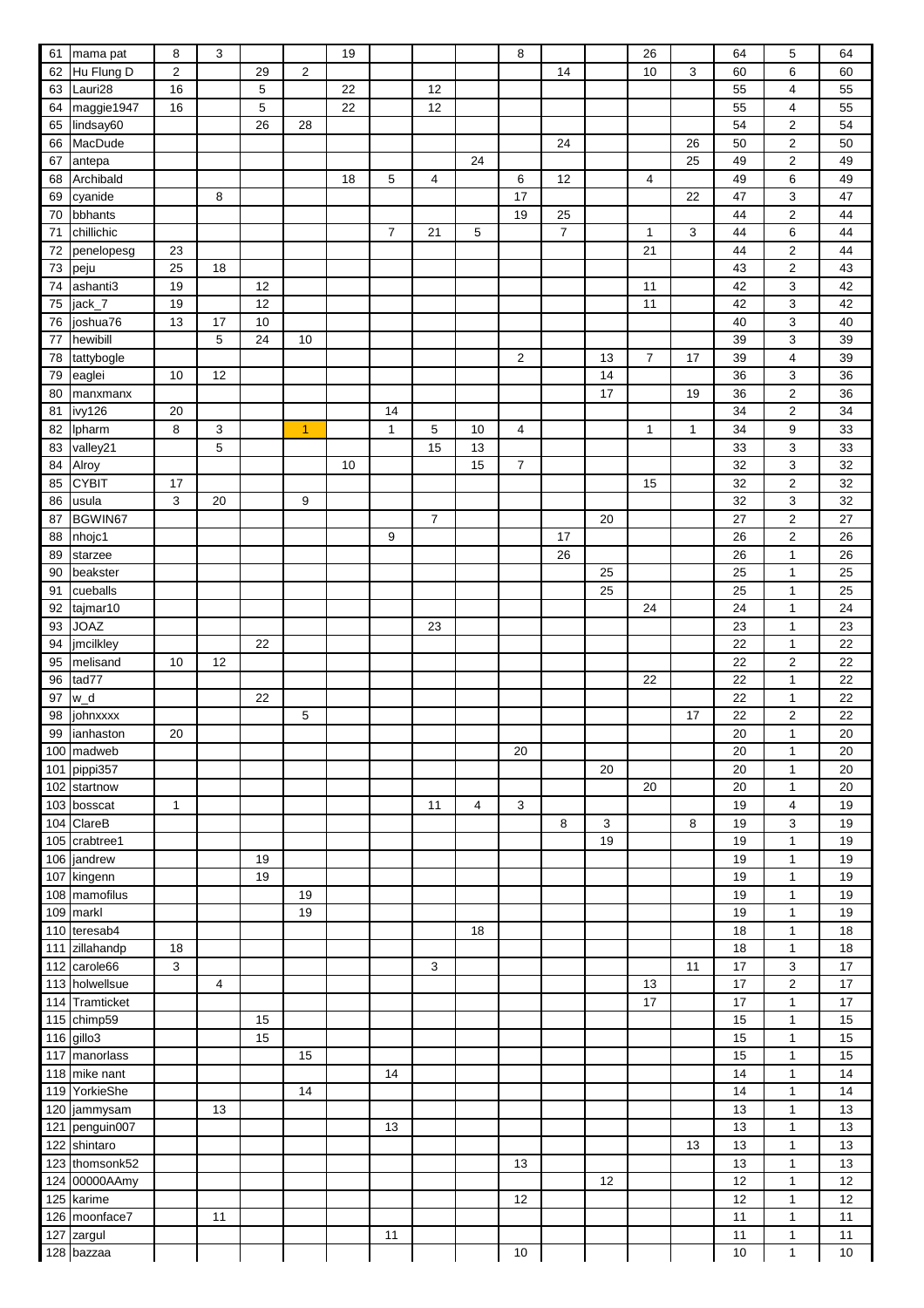| | | | | | | | | | | | | | | | | | |
|---|---|---|---|---|---|---|---|---|---|---|---|---|---|---|---|---|---|
| 61 | mama pat | 8 | 3 | | | 19 | | | | 8 | | | 26 | | 64 | 5 | 64 |
| 62 | Hu Flung D | 2 | | 29 | 2 | | | | | | 14 | | 10 | 3 | 60 | 6 | 60 |
| 63 | Lauri28 | 16 | | 5 | | 22 | | 12 | | | | | | | 55 | 4 | 55 |
| 64 | maggie1947 | 16 | | 5 | | 22 | | 12 | | | | | | | 55 | 4 | 55 |
| 65 | lindsay60 | | | 26 | 28 | | | | | | | | | | 54 | 2 | 54 |
| 66 | MacDude | | | | | | | | | | 24 | | | 26 | 50 | 2 | 50 |
| 67 | antepa | | | | | | | | 24 | | | | | 25 | 49 | 2 | 49 |
| 68 | Archibald | | | | | 18 | 5 | 4 | | 6 | 12 | | 4 | | 49 | 6 | 49 |
| 69 | cyanide | | 8 | | | | | | | 17 | | | | 22 | 47 | 3 | 47 |
| 70 | bbhants | | | | | | | | | 19 | 25 | | | | 44 | 2 | 44 |
| 71 | chillichic | | | | | | 7 | 21 | 5 | | 7 | | 1 | 3 | 44 | 6 | 44 |
| 72 | penelopesg | 23 | | | | | | | | | | | 21 | | 44 | 2 | 44 |
| 73 | peju | 25 | 18 | | | | | | | | | | | | 43 | 2 | 43 |
| 74 | ashanti3 | 19 | | 12 | | | | | | | | | 11 | | 42 | 3 | 42 |
| 75 | jack_7 | 19 | | 12 | | | | | | | | | 11 | | 42 | 3 | 42 |
| 76 | joshua76 | 13 | 17 | 10 | | | | | | | | | | | 40 | 3 | 40 |
| 77 | hewibill | | 5 | 24 | 10 | | | | | | | | | | 39 | 3 | 39 |
| 78 | tattybogle | | | | | | | | | 2 | | 13 | 7 | 17 | 39 | 4 | 39 |
| 79 | eaglei | 10 | 12 | | | | | | | | | 14 | | | 36 | 3 | 36 |
| 80 | manxmanx | | | | | | | | | | | 17 | | 19 | 36 | 2 | 36 |
| 81 | ivy126 | 20 | | | | | 14 | | | | | | | | 34 | 2 | 34 |
| 82 | lpharm | 8 | 3 | | 1 | | 1 | 5 | 10 | 4 | | | 1 | 1 | 34 | 9 | 33 |
| 83 | valley21 | | 5 | | | | | 15 | 13 | | | | | | 33 | 3 | 33 |
| 84 | Alroy | | | | | 10 | | | 15 | 7 | | | | | 32 | 3 | 32 |
| 85 | CYBIT | 17 | | | | | | | | | | | 15 | | 32 | 2 | 32 |
| 86 | usula | 3 | 20 | | 9 | | | | | | | | | | 32 | 3 | 32 |
| 87 | BGWIN67 | | | | | | | 7 | | | | 20 | | | 27 | 2 | 27 |
| 88 | nhojc1 | | | | | | 9 | | | | 17 | | | | 26 | 2 | 26 |
| 89 | starzee | | | | | | | | | | 26 | | | | 26 | 1 | 26 |
| 90 | beakster | | | | | | | | | | | 25 | | | 25 | 1 | 25 |
| 91 | cueballs | | | | | | | | | | | 25 | | | 25 | 1 | 25 |
| 92 | tajmar10 | | | | | | | | | | | | 24 | | 24 | 1 | 24 |
| 93 | JOAZ | | | | | | | 23 | | | | | | | 23 | 1 | 23 |
| 94 | jmcilkley | | | 22 | | | | | | | | | | | 22 | 1 | 22 |
| 95 | melisand | 10 | 12 | | | | | | | | | | | | 22 | 2 | 22 |
| 96 | tad77 | | | | | | | | | | | | 22 | | 22 | 1 | 22 |
| 97 | w_d | | | 22 | | | | | | | | | | | 22 | 1 | 22 |
| 98 | johnxxxx | | | | 5 | | | | | | | | | 17 | 22 | 2 | 22 |
| 99 | ianhaston | 20 | | | | | | | | | | | | | 20 | 1 | 20 |
| 100 | madweb | | | | | | | | | 20 | | | | | 20 | 1 | 20 |
| 101 | pippi357 | | | | | | | | | | | 20 | | | 20 | 1 | 20 |
| 102 | startnow | | | | | | | | | | | | 20 | | 20 | 1 | 20 |
| 103 | bosscat | 1 | | | | | | 11 | 4 | 3 | | | | | 19 | 4 | 19 |
| 104 | ClareB | | | | | | | | | | 8 | 3 | | 8 | 19 | 3 | 19 |
| 105 | crabtree1 | | | | | | | | | | | 19 | | | 19 | 1 | 19 |
| 106 | jandrew | | | 19 | | | | | | | | | | | 19 | 1 | 19 |
| 107 | kingenn | | | 19 | | | | | | | | | | | 19 | 1 | 19 |
| 108 | mamofilus | | | | 19 | | | | | | | | | | 19 | 1 | 19 |
| 109 | markl | | | | 19 | | | | | | | | | | 19 | 1 | 19 |
| 110 | teresab4 | | | | | | | | 18 | | | | | | 18 | 1 | 18 |
| 111 | zillahandp | 18 | | | | | | | | | | | | | 18 | 1 | 18 |
| 112 | carole66 | 3 | | | | | | 3 | | | | | | 11 | 17 | 3 | 17 |
| 113 | holwellsue | | 4 | | | | | | | | | | 13 | | 17 | 2 | 17 |
| 114 | Tramticket | | | | | | | | | | | | 17 | | 17 | 1 | 17 |
| 115 | chimp59 | | | 15 | | | | | | | | | | | 15 | 1 | 15 |
| 116 | gillo3 | | | 15 | | | | | | | | | | | 15 | 1 | 15 |
| 117 | manorlass | | | | 15 | | | | | | | | | | 15 | 1 | 15 |
| 118 | mike nant | | | | | | 14 | | | | | | | | 14 | 1 | 14 |
| 119 | YorkieShe | | | | 14 | | | | | | | | | | 14 | 1 | 14 |
| 120 | jammysam | | 13 | | | | | | | | | | | | 13 | 1 | 13 |
| 121 | penguin007 | | | | | | 13 | | | | | | | | 13 | 1 | 13 |
| 122 | shintaro | | | | | | | | | | | | | 13 | 13 | 1 | 13 |
| 123 | thomsonk52 | | | | | | | | | 13 | | | | | 13 | 1 | 13 |
| 124 | 00000AAmy | | | | | | | | | | | 12 | | | 12 | 1 | 12 |
| 125 | karime | | | | | | | | | 12 | | | | | 12 | 1 | 12 |
| 126 | moonface7 | | 11 | | | | | | | | | | | | 11 | 1 | 11 |
| 127 | zargul | | | | | | 11 | | | | | | | | 11 | 1 | 11 |
| 128 | bazzaa | | | | | | | | | 10 | | | | | 10 | 1 | 10 |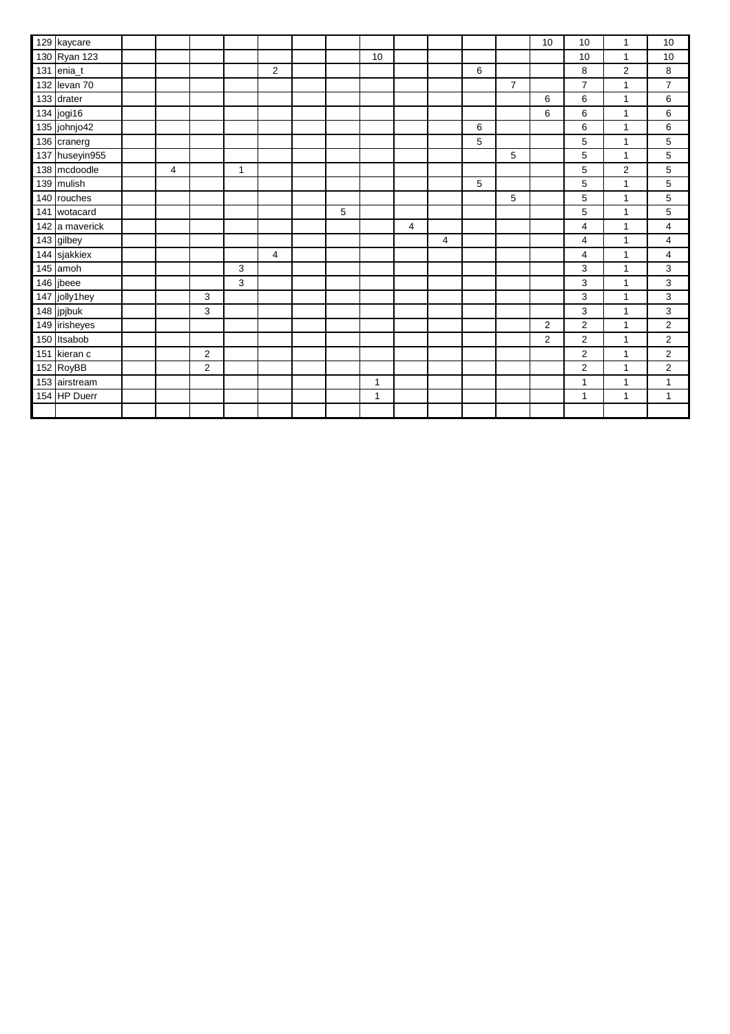| | | | | | | | | | | | | | | | | | |
|---|---|---|---|---|---|---|---|---|---|---|---|---|---|---|---|---|---|
| 129 | kaycare | | | | | | | | | | | | | 10 | 10 | 1 | 10 |
| 130 | Ryan 123 | | | | | | | | 10 | | | | | | 10 | 1 | 10 |
| 131 | enia_t | | | | | 2 | | | | | | 6 | | | 8 | 2 | 8 |
| 132 | levan 70 | | | | | | | | | | | | 7 | | 7 | 1 | 7 |
| 133 | drater | | | | | | | | | | | | | 6 | 6 | 1 | 6 |
| 134 | jogi16 | | | | | | | | | | | | | 6 | 6 | 1 | 6 |
| 135 | johnjo42 | | | | | | | | | | | 6 | | | 6 | 1 | 6 |
| 136 | cranerg | | | | | | | | | | | 5 | | | 5 | 1 | 5 |
| 137 | huseyin955 | | | | | | | | | | | | 5 | | 5 | 1 | 5 |
| 138 | mcdoodle | | 4 | | 1 | | | | | | | | | | 5 | 2 | 5 |
| 139 | mulish | | | | | | | | | | | 5 | | | 5 | 1 | 5 |
| 140 | rouches | | | | | | | | | | | | 5 | | 5 | 1 | 5 |
| 141 | wotacard | | | | | | | 5 | | | | | | | 5 | 1 | 5 |
| 142 | a maverick | | | | | | | | | 4 | | | | | 4 | 1 | 4 |
| 143 | gilbey | | | | | | | | | | 4 | | | | 4 | 1 | 4 |
| 144 | sjakkiex | | | | | 4 | | | | | | | | | 4 | 1 | 4 |
| 145 | amoh | | | | 3 | | | | | | | | | | 3 | 1 | 3 |
| 146 | jbeee | | | | 3 | | | | | | | | | | 3 | 1 | 3 |
| 147 | jolly1hey | | | 3 | | | | | | | | | | | 3 | 1 | 3 |
| 148 | jpjbuk | | | 3 | | | | | | | | | | | 3 | 1 | 3 |
| 149 | irisheyes | | | | | | | | | | | | | 2 | 2 | 1 | 2 |
| 150 | Itsabob | | | | | | | | | | | | | 2 | 2 | 1 | 2 |
| 151 | kieran c | | | 2 | | | | | | | | | | | 2 | 1 | 2 |
| 152 | RoyBB | | | 2 | | | | | | | | | | | 2 | 1 | 2 |
| 153 | airstream | | | | | | | | 1 | | | | | | 1 | 1 | 1 |
| 154 | HP Duerr | | | | | | | | 1 | | | | | | 1 | 1 | 1 |
| | | | | | | | | | | | | | | | | | |